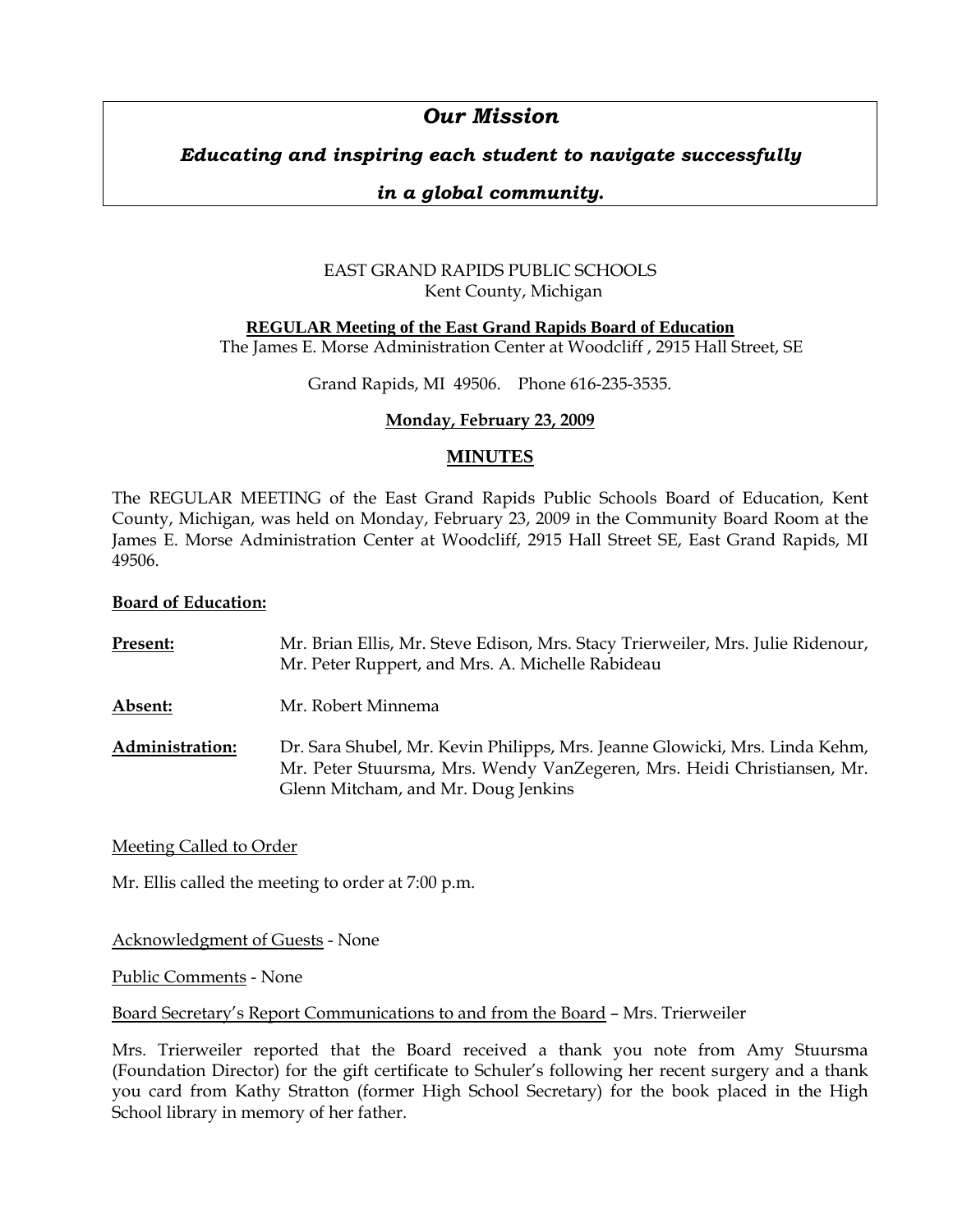## *Our Mission*

***Educating and inspiring each student to navigate successfully***

***in a global community.***

EAST GRAND RAPIDS PUBLIC SCHOOLS
Kent County, Michigan

**REGULAR Meeting of the East Grand Rapids Board of Education**
The James E. Morse Administration Center at Woodcliff , 2915 Hall Street, SE

Grand Rapids, MI 49506. Phone 616-235-3535.

**Monday, February 23, 2009**

**MINUTES**

The REGULAR MEETING of the East Grand Rapids Public Schools Board of Education, Kent County, Michigan, was held on Monday, February 23, 2009 in the Community Board Room at the James E. Morse Administration Center at Woodcliff, 2915 Hall Street SE, East Grand Rapids, MI 49506.

**Board of Education:**

**Present:** Mr. Brian Ellis, Mr. Steve Edison, Mrs. Stacy Trierweiler, Mrs. Julie Ridenour, Mr. Peter Ruppert, and Mrs. A. Michelle Rabideau

**Absent:** Mr. Robert Minnema

**Administration:** Dr. Sara Shubel, Mr. Kevin Philipps, Mrs. Jeanne Glowicki, Mrs. Linda Kehm, Mr. Peter Stuursma, Mrs. Wendy VanZegeren, Mrs. Heidi Christiansen, Mr. Glenn Mitcham, and Mr. Doug Jenkins

Meeting Called to Order

Mr. Ellis called the meeting to order at 7:00 p.m.

Acknowledgment of Guests - None

Public Comments - None

Board Secretary's Report Communications to and from the Board – Mrs. Trierweiler

Mrs. Trierweiler reported that the Board received a thank you note from Amy Stuursma (Foundation Director) for the gift certificate to Schuler's following her recent surgery and a thank you card from Kathy Stratton (former High School Secretary) for the book placed in the High School library in memory of her father.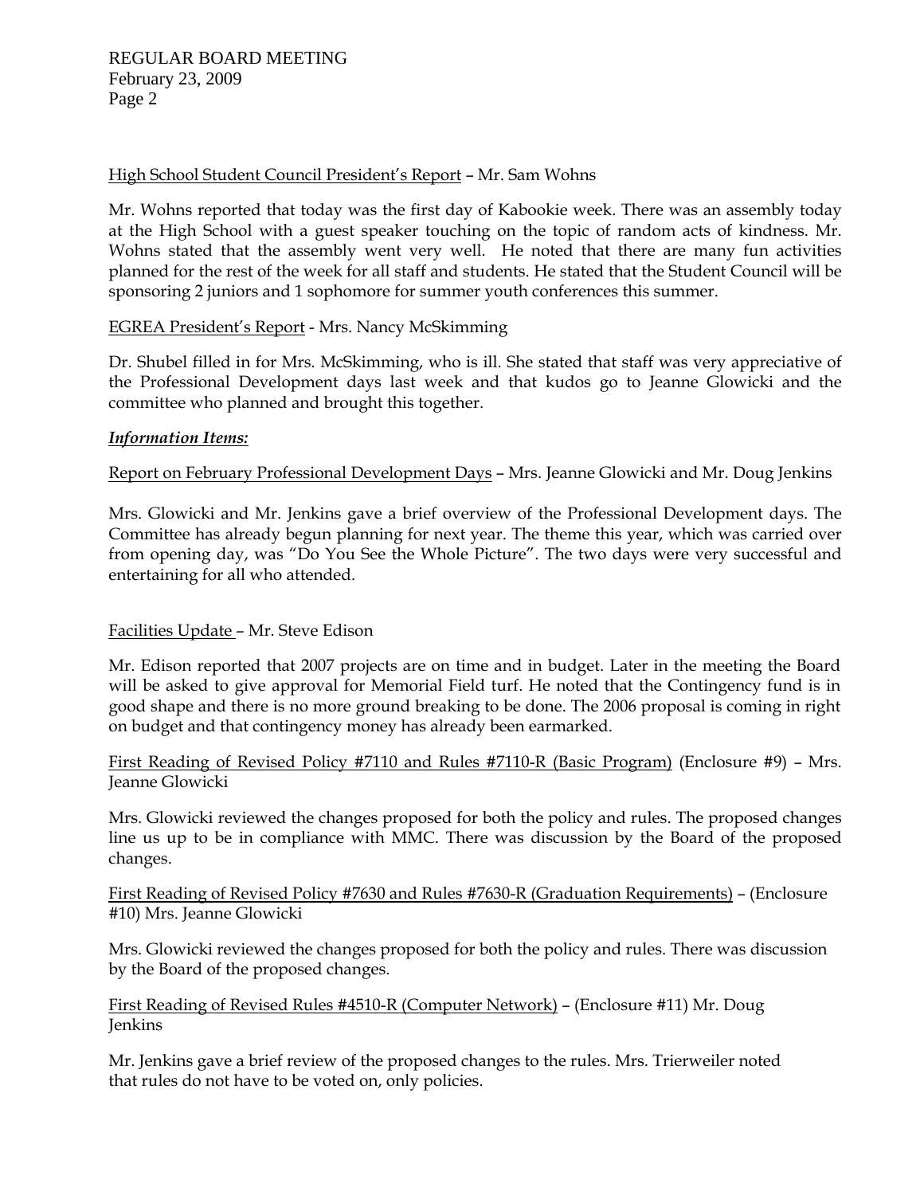High School Student Council President's Report – Mr. Sam Wohns

Mr. Wohns reported that today was the first day of Kabookie week. There was an assembly today at the High School with a guest speaker touching on the topic of random acts of kindness. Mr. Wohns stated that the assembly went very well. He noted that there are many fun activities planned for the rest of the week for all staff and students. He stated that the Student Council will be sponsoring 2 juniors and 1 sophomore for summer youth conferences this summer.

EGREA President's Report - Mrs. Nancy McSkimming

Dr. Shubel filled in for Mrs. McSkimming, who is ill. She stated that staff was very appreciative of the Professional Development days last week and that kudos go to Jeanne Glowicki and the committee who planned and brought this together.

***Information Items:***

Report on February Professional Development Days – Mrs. Jeanne Glowicki and Mr. Doug Jenkins

Mrs. Glowicki and Mr. Jenkins gave a brief overview of the Professional Development days. The Committee has already begun planning for next year. The theme this year, which was carried over from opening day, was "Do You See the Whole Picture". The two days were very successful and entertaining for all who attended.

Facilities Update – Mr. Steve Edison

Mr. Edison reported that 2007 projects are on time and in budget. Later in the meeting the Board will be asked to give approval for Memorial Field turf. He noted that the Contingency fund is in good shape and there is no more ground breaking to be done. The 2006 proposal is coming in right on budget and that contingency money has already been earmarked.

First Reading of Revised Policy #7110 and Rules #7110-R (Basic Program) (Enclosure #9) – Mrs. Jeanne Glowicki

Mrs. Glowicki reviewed the changes proposed for both the policy and rules. The proposed changes line us up to be in compliance with MMC. There was discussion by the Board of the proposed changes.

First Reading of Revised Policy #7630 and Rules #7630-R (Graduation Requirements) – (Enclosure #10) Mrs. Jeanne Glowicki

Mrs. Glowicki reviewed the changes proposed for both the policy and rules. There was discussion by the Board of the proposed changes.

First Reading of Revised Rules #4510-R (Computer Network) – (Enclosure #11) Mr. Doug Jenkins

Mr. Jenkins gave a brief review of the proposed changes to the rules. Mrs. Trierweiler noted that rules do not have to be voted on, only policies.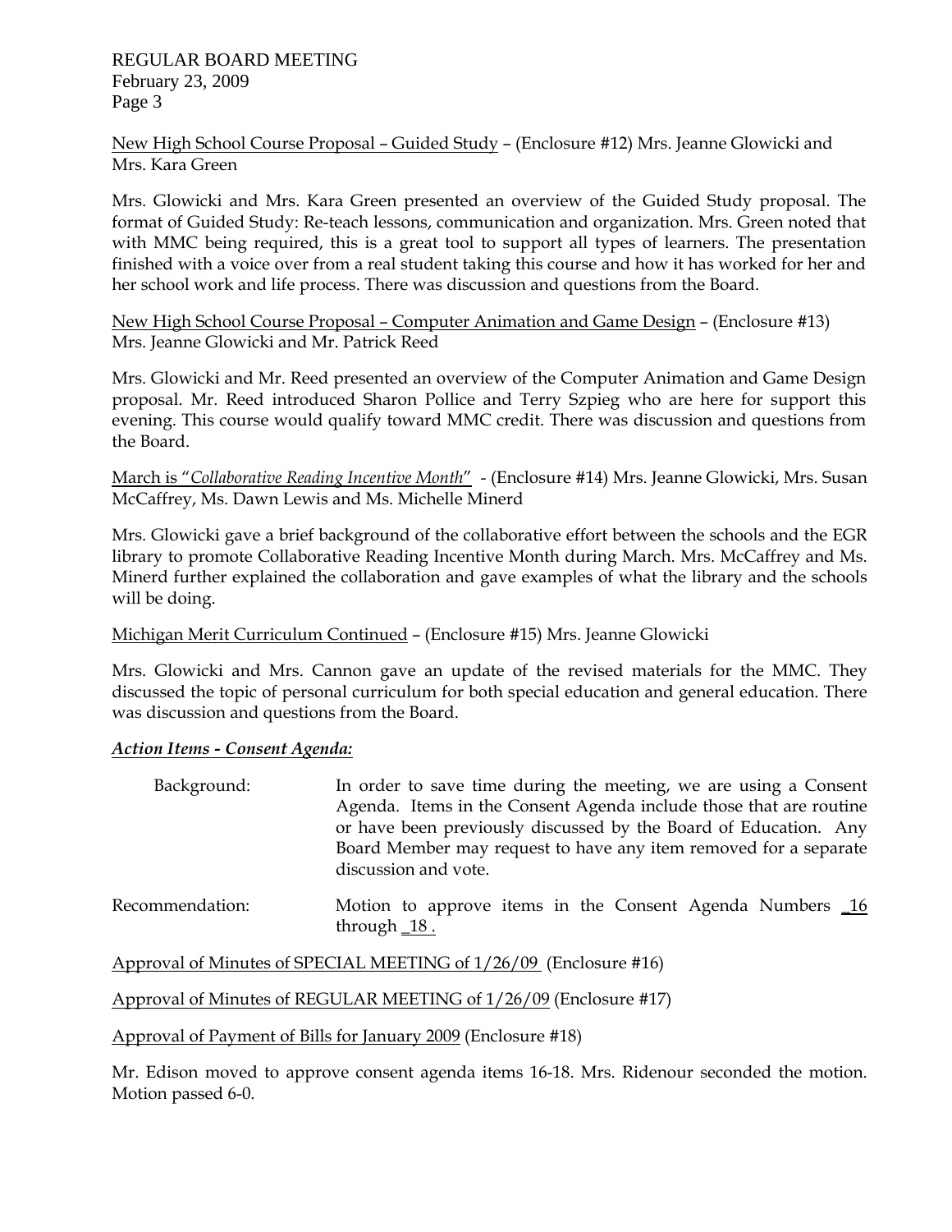New High School Course Proposal – Guided Study – (Enclosure #12) Mrs. Jeanne Glowicki and Mrs. Kara Green

Mrs. Glowicki and Mrs. Kara Green presented an overview of the Guided Study proposal. The format of Guided Study: Re-teach lessons, communication and organization. Mrs. Green noted that with MMC being required, this is a great tool to support all types of learners. The presentation finished with a voice over from a real student taking this course and how it has worked for her and her school work and life process. There was discussion and questions from the Board.

New High School Course Proposal – Computer Animation and Game Design – (Enclosure #13) Mrs. Jeanne Glowicki and Mr. Patrick Reed

Mrs. Glowicki and Mr. Reed presented an overview of the Computer Animation and Game Design proposal. Mr. Reed introduced Sharon Pollice and Terry Szpieg who are here for support this evening. This course would qualify toward MMC credit. There was discussion and questions from the Board.

March is "*Collaborative Reading Incentive Month*" - (Enclosure #14) Mrs. Jeanne Glowicki, Mrs. Susan McCaffrey, Ms. Dawn Lewis and Ms. Michelle Minerd

Mrs. Glowicki gave a brief background of the collaborative effort between the schools and the EGR library to promote Collaborative Reading Incentive Month during March. Mrs. McCaffrey and Ms. Minerd further explained the collaboration and gave examples of what the library and the schools will be doing.

Michigan Merit Curriculum Continued – (Enclosure #15) Mrs. Jeanne Glowicki

Mrs. Glowicki and Mrs. Cannon gave an update of the revised materials for the MMC. They discussed the topic of personal curriculum for both special education and general education. There was discussion and questions from the Board.

***Action Items - Consent Agenda:***

Background: In order to save time during the meeting, we are using a Consent Agenda. Items in the Consent Agenda include those that are routine or have been previously discussed by the Board of Education. Any Board Member may request to have any item removed for a separate discussion and vote.

Recommendation: Motion to approve items in the Consent Agenda Numbers 16 through 18.

Approval of Minutes of SPECIAL MEETING of 1/26/09 (Enclosure #16)

Approval of Minutes of REGULAR MEETING of 1/26/09 (Enclosure #17)

Approval of Payment of Bills for January 2009 (Enclosure #18)

Mr. Edison moved to approve consent agenda items 16-18. Mrs. Ridenour seconded the motion. Motion passed 6-0.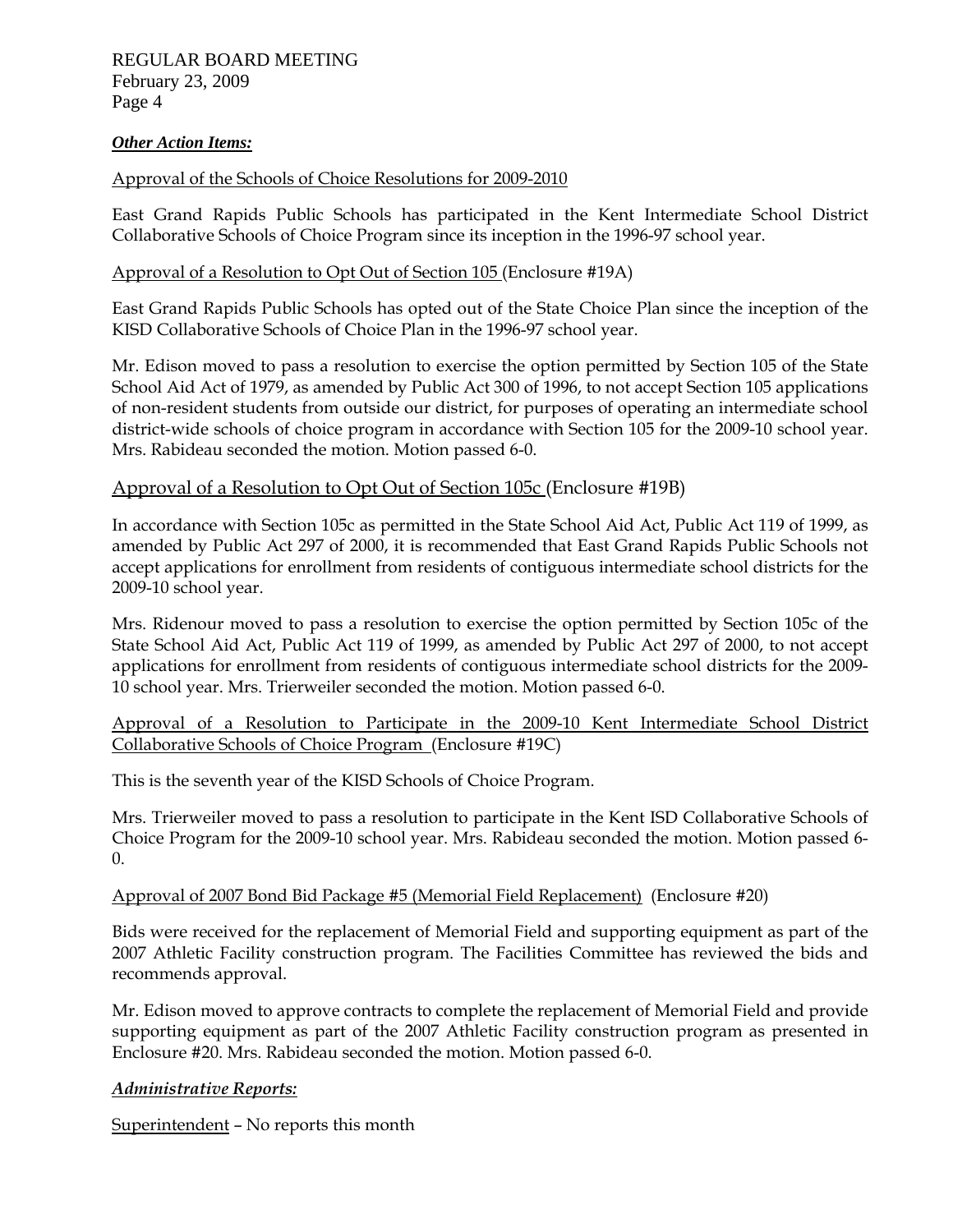***Other Action Items:***

Approval of the Schools of Choice Resolutions for 2009-2010

East Grand Rapids Public Schools has participated in the Kent Intermediate School District Collaborative Schools of Choice Program since its inception in the 1996-97 school year.

Approval of a Resolution to Opt Out of Section 105 (Enclosure #19A)

East Grand Rapids Public Schools has opted out of the State Choice Plan since the inception of the KISD Collaborative Schools of Choice Plan in the 1996-97 school year.

Mr. Edison moved to pass a resolution to exercise the option permitted by Section 105 of the State School Aid Act of 1979, as amended by Public Act 300 of 1996, to not accept Section 105 applications of non-resident students from outside our district, for purposes of operating an intermediate school district-wide schools of choice program in accordance with Section 105 for the 2009-10 school year. Mrs. Rabideau seconded the motion. Motion passed 6-0.

Approval of a Resolution to Opt Out of Section 105c (Enclosure #19B)

In accordance with Section 105c as permitted in the State School Aid Act, Public Act 119 of 1999, as amended by Public Act 297 of 2000, it is recommended that East Grand Rapids Public Schools not accept applications for enrollment from residents of contiguous intermediate school districts for the 2009-10 school year.

Mrs. Ridenour moved to pass a resolution to exercise the option permitted by Section 105c of the State School Aid Act, Public Act 119 of 1999, as amended by Public Act 297 of 2000, to not accept applications for enrollment from residents of contiguous intermediate school districts for the 2009-10 school year. Mrs. Trierweiler seconded the motion. Motion passed 6-0.

Approval of a Resolution to Participate in the 2009-10 Kent Intermediate School District Collaborative Schools of Choice Program (Enclosure #19C)

This is the seventh year of the KISD Schools of Choice Program.

Mrs. Trierweiler moved to pass a resolution to participate in the Kent ISD Collaborative Schools of Choice Program for the 2009-10 school year. Mrs. Rabideau seconded the motion. Motion passed 6-0.

Approval of 2007 Bond Bid Package #5 (Memorial Field Replacement) (Enclosure #20)

Bids were received for the replacement of Memorial Field and supporting equipment as part of the 2007 Athletic Facility construction program. The Facilities Committee has reviewed the bids and recommends approval.

Mr. Edison moved to approve contracts to complete the replacement of Memorial Field and provide supporting equipment as part of the 2007 Athletic Facility construction program as presented in Enclosure #20. Mrs. Rabideau seconded the motion. Motion passed 6-0.

***Administrative Reports:***

Superintendent – No reports this month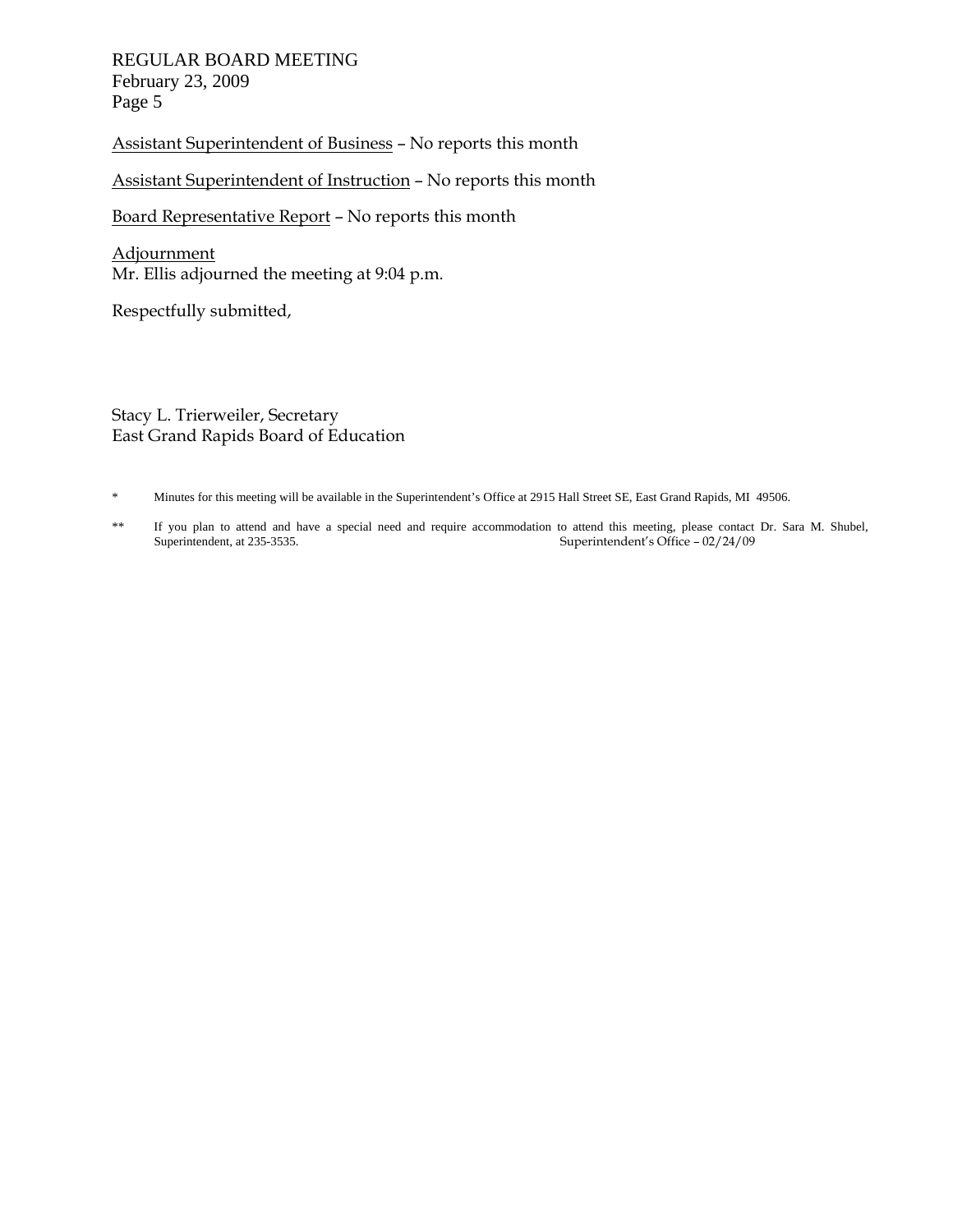Assistant Superintendent of Business – No reports this month

Assistant Superintendent of Instruction – No reports this month

Board Representative Report – No reports this month

Adjournment
Mr. Ellis adjourned the meeting at 9:04 p.m.

Respectfully submitted,

Stacy L. Trierweiler, Secretary
East Grand Rapids Board of Education

* Minutes for this meeting will be available in the Superintendent's Office at 2915 Hall Street SE, East Grand Rapids, MI 49506.

** If you plan to attend and have a special need and require accommodation to attend this meeting, please contact Dr. Sara M. Shubel, Superintendent, at 235-3535.

Superintendent's Office – 02/24/09